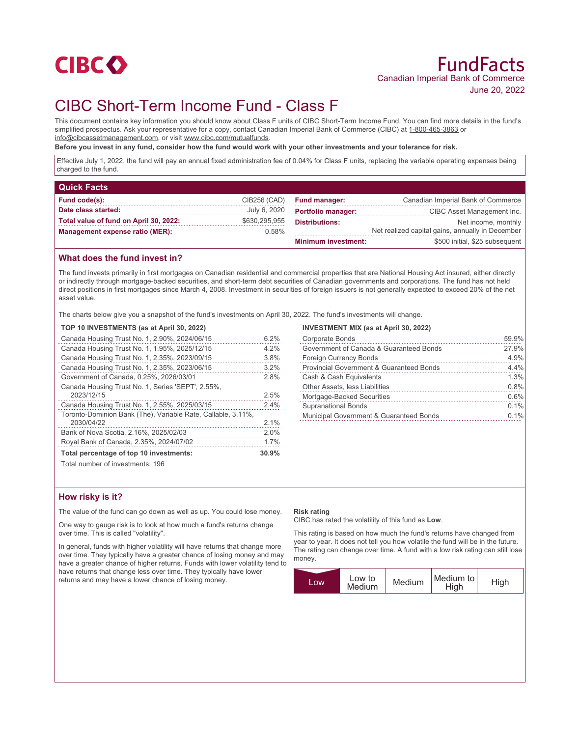CIBC

# FundFacts

Canadian Imperial Bank of Commerce

June 20, 2022

# CIBC Short-Term Income Fund - Class F

This document contains key information you should know about Class F units of CIBC Short-Term Income Fund. You can find more details in the fund's simplified prospectus. Ask your representative for a copy, contact Canadian Imperial Bank of Commerce (CIBC) at 1-800-465-3863 or info@cibcassetmanagement.com, or visit www.cibc.com/mutualfunds.

**Before you invest in any fund, consider how the fund would work with your other investments and your tolerance for risk.**

Effective July 1, 2022, the fund will pay an annual fixed administration fee of 0.04% for Class F units, replacing the variable operating expenses being charged to the fund.

## Quick Facts

| | | | |
|---|---|---|---|
| **Fund code(s):** | CIB256 (CAD) | **Fund manager:** | Canadian Imperial Bank of Commerce |
| **Date class started:** | July 6, 2020 | **Portfolio manager:** | CIBC Asset Management Inc. |
| **Total value of fund on April 30, 2022:** | $630,295,955 | **Distributions:** | Net income, monthly<br>Net realized capital gains, annually in December |
| **Management expense ratio (MER):** | 0.58% | **Minimum investment:** | $500 initial, $25 subsequent |

## What does the fund invest in?

The fund invests primarily in first mortgages on Canadian residential and commercial properties that are National Housing Act insured, either directly or indirectly through mortgage-backed securities, and short-term debt securities of Canadian governments and corporations. The fund has not held direct positions in first mortgages since March 4, 2008. Investment in securities of foreign issuers is not generally expected to exceed 20% of the net asset value.

The charts below give you a snapshot of the fund's investments on April 30, 2022. The fund's investments will change.

**TOP 10 INVESTMENTS (as at April 30, 2022)**

| Investment | % |
|---|---|
| Canada Housing Trust No. 1, 2.90%, 2024/06/15 | 6.2% |
| Canada Housing Trust No. 1, 1.95%, 2025/12/15 | 4.2% |
| Canada Housing Trust No. 1, 2.35%, 2023/09/15 | 3.8% |
| Canada Housing Trust No. 1, 2.35%, 2023/06/15 | 3.2% |
| Government of Canada, 0.25%, 2026/03/01 | 2.8% |
| Canada Housing Trust No. 1, Series 'SEPT', 2.55%, 2023/12/15 | 2.5% |
| Canada Housing Trust No. 1, 2.55%, 2025/03/15 | 2.4% |
| Toronto-Dominion Bank (The), Variable Rate, Callable, 3.11%, 2030/04/22 | 2.1% |
| Bank of Nova Scotia, 2.16%, 2025/02/03 | 2.0% |
| Royal Bank of Canada, 2.35%, 2024/07/02 | 1.7% |
| **Total percentage of top 10 investments:** | **30.9%** |

Total number of investments: 196

**INVESTMENT MIX (as at April 30, 2022)**

| Category | % |
|---|---|
| Corporate Bonds | 59.9% |
| Government of Canada & Guaranteed Bonds | 27.9% |
| Foreign Currency Bonds | 4.9% |
| Provincial Government & Guaranteed Bonds | 4.4% |
| Cash & Cash Equivalents | 1.3% |
| Other Assets, less Liabilities | 0.8% |
| Mortgage-Backed Securities | 0.6% |
| Supranational Bonds | 0.1% |
| Municipal Government & Guaranteed Bonds | 0.1% |

## How risky is it?

The value of the fund can go down as well as up. You could lose money.

One way to gauge risk is to look at how much a fund's returns change over time. This is called "volatility".

In general, funds with higher volatility will have returns that change more over time. They typically have a greater chance of losing money and may have a greater chance of higher returns. Funds with lower volatility tend to have returns that change less over time. They typically have lower returns and may have a lower chance of losing money.

**Risk rating**

CIBC has rated the volatility of this fund as **Low**.

This rating is based on how much the fund's returns have changed from year to year. It does not tell you how volatile the fund will be in the future. The rating can change over time. A fund with a low risk rating can still lose money.

| **Low** | Low to Medium | Medium | Medium to High | High |
|---|---|---|---|---|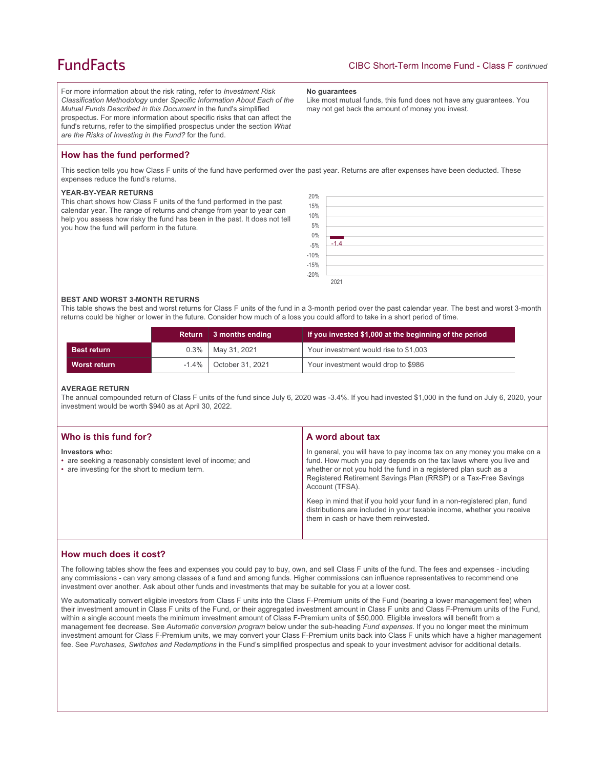For more information about the risk rating, refer to *Investment Risk Classification Methodology* under *Specific Information About Each of the Mutual Funds Described in this Document* in the fund's simplified prospectus. For more information about specific risks that can affect the fund's returns, refer to the simplified prospectus under the section *What are the Risks of Investing in the Fund?* for the fund.

**No guarantees**

Like most mutual funds, this fund does not have any guarantees. You may not get back the amount of money you invest.

## How has the fund performed?

This section tells you how Class F units of the fund have performed over the past year. Returns are after expenses have been deducted. These expenses reduce the fund's returns.

**YEAR-BY-YEAR RETURNS**

This chart shows how Class F units of the fund performed in the past calendar year. The range of returns and change from year to year can help you assess how risky the fund has been in the past. It does not tell you how the fund will perform in the future.

| Year | Return |
|---|---|
| 2021 | -1.4 |

**BEST AND WORST 3-MONTH RETURNS**

This table shows the best and worst returns for Class F units of the fund in a 3-month period over the past calendar year. The best and worst 3-month returns could be higher or lower in the future. Consider how much of a loss you could afford to take in a short period of time.

| | Return | 3 months ending | If you invested $1,000 at the beginning of the period |
|---|---|---|---|
| **Best return** | 0.3% | May 31, 2021 | Your investment would rise to $1,003 |
| **Worst return** | -1.4% | October 31, 2021 | Your investment would drop to $986 |

**AVERAGE RETURN**

The annual compounded return of Class F units of the fund since July 6, 2020 was -3.4%. If you had invested $1,000 in the fund on July 6, 2020, your investment would be worth $940 as at April 30, 2022.

## Who is this fund for?

**Investors who:**

- are seeking a reasonably consistent level of income; and
- are investing for the short to medium term.

## A word about tax

In general, you will have to pay income tax on any money you make on a fund. How much you pay depends on the tax laws where you live and whether or not you hold the fund in a registered plan such as a Registered Retirement Savings Plan (RRSP) or a Tax-Free Savings Account (TFSA).

Keep in mind that if you hold your fund in a non-registered plan, fund distributions are included in your taxable income, whether you receive them in cash or have them reinvested.

## How much does it cost?

The following tables show the fees and expenses you could pay to buy, own, and sell Class F units of the fund. The fees and expenses - including any commissions - can vary among classes of a fund and among funds. Higher commissions can influence representatives to recommend one investment over another. Ask about other funds and investments that may be suitable for you at a lower cost.

We automatically convert eligible investors from Class F units into the Class F-Premium units of the Fund (bearing a lower management fee) when their investment amount in Class F units of the Fund, or their aggregated investment amount in Class F units and Class F-Premium units of the Fund, within a single account meets the minimum investment amount of Class F-Premium units of $50,000. Eligible investors will benefit from a management fee decrease. See *Automatic conversion program* below under the sub-heading *Fund expenses*. If you no longer meet the minimum investment amount for Class F-Premium units, we may convert your Class F-Premium units back into Class F units which have a higher management fee. See *Purchases, Switches and Redemptions* in the Fund's simplified prospectus and speak to your investment advisor for additional details.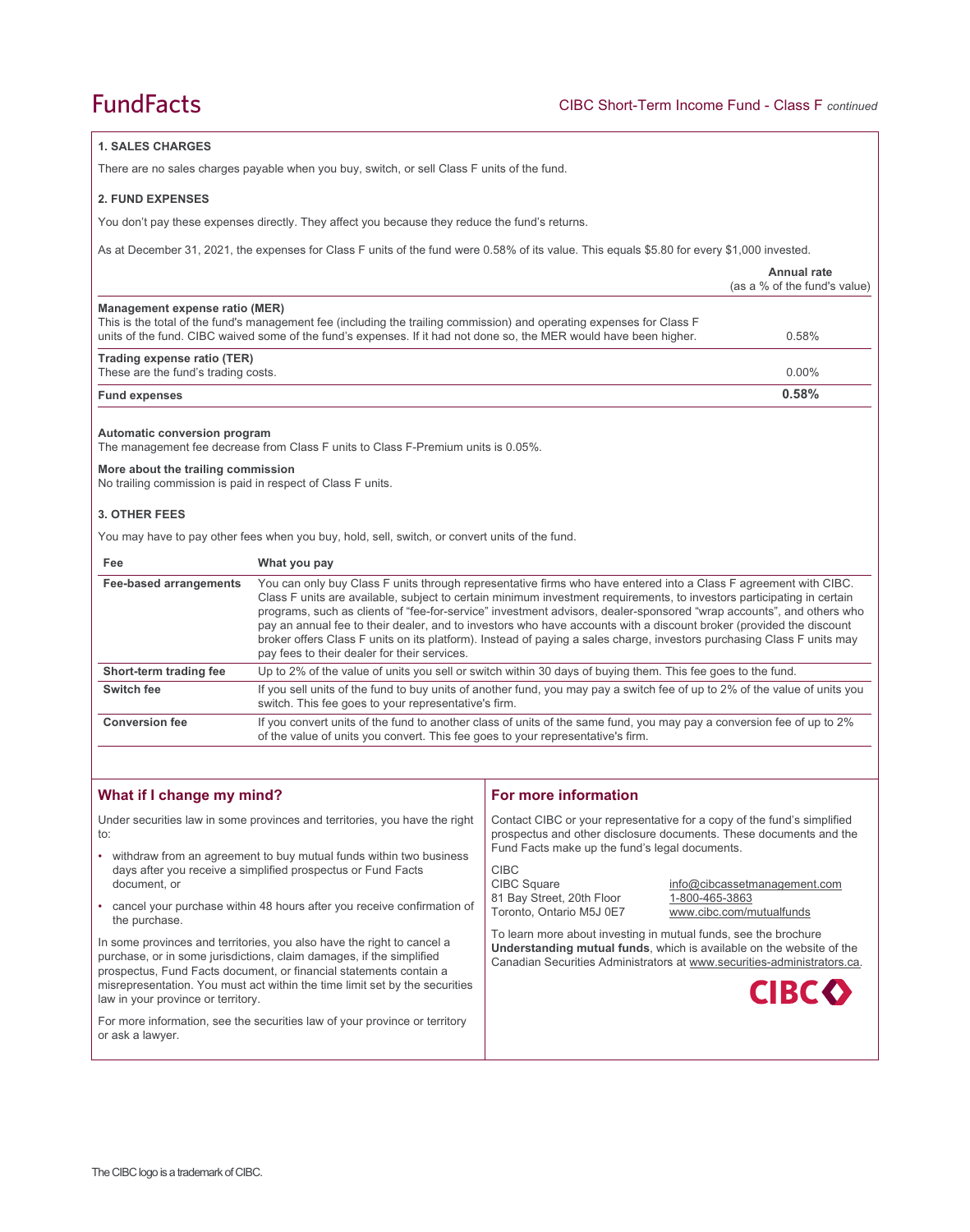### 1. SALES CHARGES

There are no sales charges payable when you buy, switch, or sell Class F units of the fund.

### 2. FUND EXPENSES

You don't pay these expenses directly. They affect you because they reduce the fund's returns.

As at December 31, 2021, the expenses for Class F units of the fund were 0.58% of its value. This equals $5.80 for every $1,000 invested.

| | Annual rate (as a % of the fund's value) |
|---|---|
| **Management expense ratio (MER)**<br>This is the total of the fund's management fee (including the trailing commission) and operating expenses for Class F units of the fund. CIBC waived some of the fund's expenses. If it had not done so, the MER would have been higher. | 0.58% |
| **Trading expense ratio (TER)**<br>These are the fund's trading costs. | 0.00% |
| **Fund expenses** | **0.58%** |

**Automatic conversion program**
The management fee decrease from Class F units to Class F-Premium units is 0.05%.

**More about the trailing commission**
No trailing commission is paid in respect of Class F units.

### 3. OTHER FEES

You may have to pay other fees when you buy, hold, sell, switch, or convert units of the fund.

| Fee | What you pay |
|---|---|
| **Fee-based arrangements** | You can only buy Class F units through representative firms who have entered into a Class F agreement with CIBC. Class F units are available, subject to certain minimum investment requirements, to investors participating in certain programs, such as clients of "fee-for-service" investment advisors, dealer-sponsored "wrap accounts", and others who pay an annual fee to their dealer, and to investors who have accounts with a discount broker (provided the discount broker offers Class F units on its platform). Instead of paying a sales charge, investors purchasing Class F units may pay fees to their dealer for their services. |
| **Short-term trading fee** | Up to 2% of the value of units you sell or switch within 30 days of buying them. This fee goes to the fund. |
| **Switch fee** | If you sell units of the fund to buy units of another fund, you may pay a switch fee of up to 2% of the value of units you switch. This fee goes to your representative's firm. |
| **Conversion fee** | If you convert units of the fund to another class of units of the same fund, you may pay a conversion fee of up to 2% of the value of units you convert. This fee goes to your representative's firm. |

## What if I change my mind?

Under securities law in some provinces and territories, you have the right to:

- withdraw from an agreement to buy mutual funds within two business days after you receive a simplified prospectus or Fund Facts document, or
- cancel your purchase within 48 hours after you receive confirmation of the purchase.

In some provinces and territories, you also have the right to cancel a purchase, or in some jurisdictions, claim damages, if the simplified prospectus, Fund Facts document, or financial statements contain a misrepresentation. You must act within the time limit set by the securities law in your province or territory.

For more information, see the securities law of your province or territory or ask a lawyer.

## For more information

Contact CIBC or your representative for a copy of the fund's simplified prospectus and other disclosure documents. These documents and the Fund Facts make up the fund's legal documents.

CIBC
CIBC Square
81 Bay Street, 20th Floor
Toronto, Ontario M5J 0E7

info@cibcassetmanagement.com
1-800-465-3863
www.cibc.com/mutualfunds

To learn more about investing in mutual funds, see the brochure **Understanding mutual funds**, which is available on the website of the Canadian Securities Administrators at www.securities-administrators.ca.

CIBC

The CIBC logo is a trademark of CIBC.